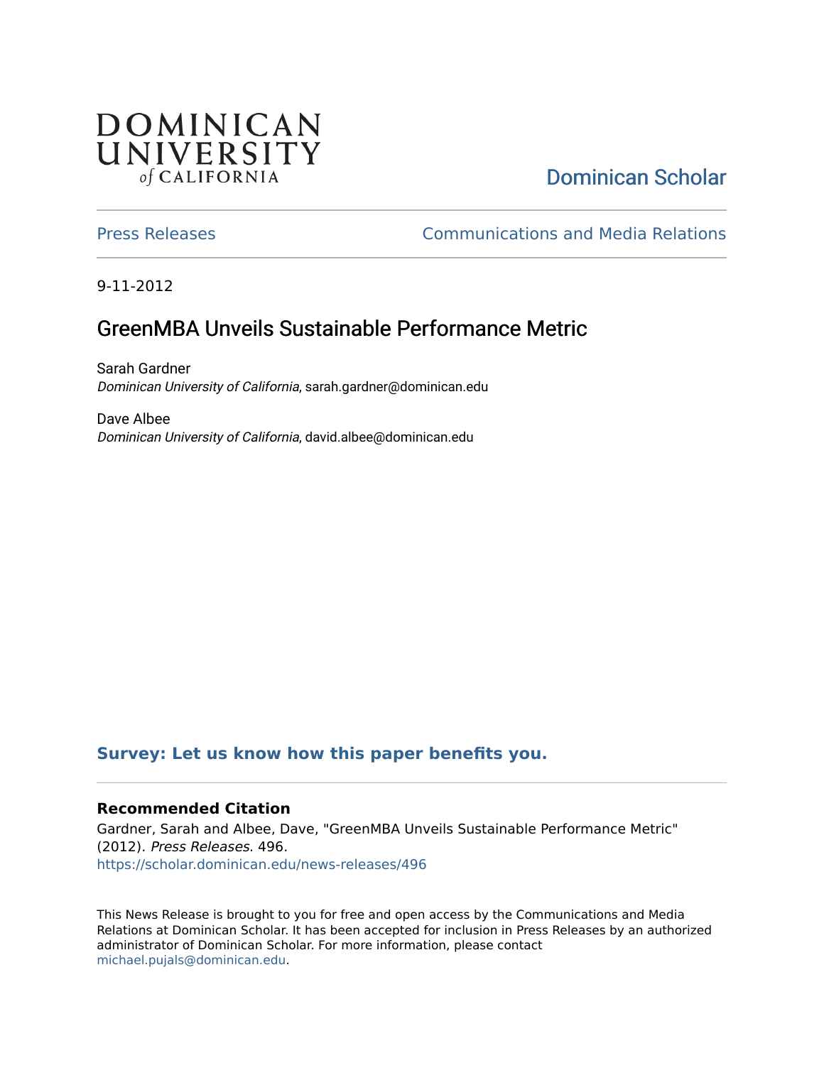DOMINICAN UNIVERSITY *of* CALIFORNIA

Dominican Scholar

Press Releases

Communications and Media Relations

9-11-2012

# GreenMBA Unveils Sustainable Performance Metric

Sarah Gardner
*Dominican University of California*, sarah.gardner@dominican.edu

Dave Albee
*Dominican University of California*, david.albee@dominican.edu

**Survey: Let us know how this paper benefits you.**

### Recommended Citation

Gardner, Sarah and Albee, Dave, "GreenMBA Unveils Sustainable Performance Metric" (2012). *Press Releases*. 496.
https://scholar.dominican.edu/news-releases/496

This News Release is brought to you for free and open access by the Communications and Media Relations at Dominican Scholar. It has been accepted for inclusion in Press Releases by an authorized administrator of Dominican Scholar. For more information, please contact michael.pujals@dominican.edu.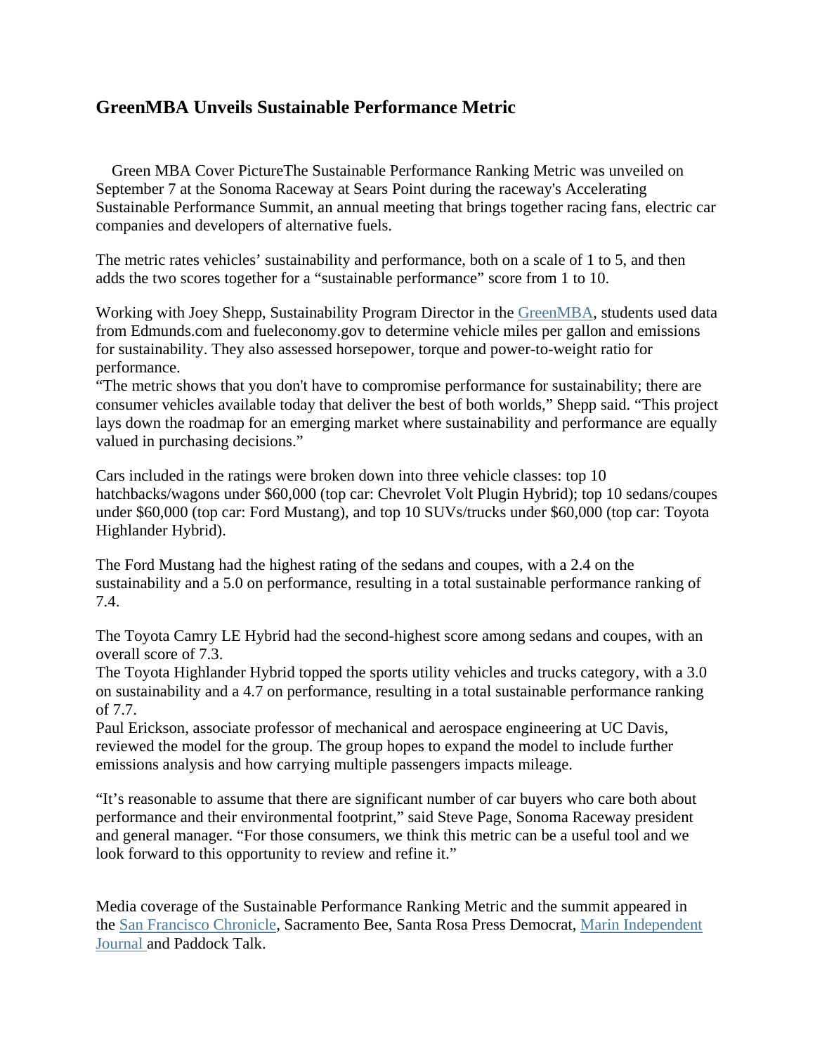## GreenMBA Unveils Sustainable Performance Metric

Green MBA Cover PictureThe Sustainable Performance Ranking Metric was unveiled on September 7 at the Sonoma Raceway at Sears Point during the raceway's Accelerating Sustainable Performance Summit, an annual meeting that brings together racing fans, electric car companies and developers of alternative fuels.

The metric rates vehicles' sustainability and performance, both on a scale of 1 to 5, and then adds the two scores together for a "sustainable performance" score from 1 to 10.

Working with Joey Shepp, Sustainability Program Director in the GreenMBA, students used data from Edmunds.com and fueleconomy.gov to determine vehicle miles per gallon and emissions for sustainability. They also assessed horsepower, torque and power-to-weight ratio for performance.

"The metric shows that you don't have to compromise performance for sustainability; there are consumer vehicles available today that deliver the best of both worlds," Shepp said. "This project lays down the roadmap for an emerging market where sustainability and performance are equally valued in purchasing decisions."

Cars included in the ratings were broken down into three vehicle classes: top 10 hatchbacks/wagons under $60,000 (top car: Chevrolet Volt Plugin Hybrid); top 10 sedans/coupes under $60,000 (top car: Ford Mustang), and top 10 SUVs/trucks under $60,000 (top car: Toyota Highlander Hybrid).

The Ford Mustang had the highest rating of the sedans and coupes, with a 2.4 on the sustainability and a 5.0 on performance, resulting in a total sustainable performance ranking of 7.4.

The Toyota Camry LE Hybrid had the second-highest score among sedans and coupes, with an overall score of 7.3.

The Toyota Highlander Hybrid topped the sports utility vehicles and trucks category, with a 3.0 on sustainability and a 4.7 on performance, resulting in a total sustainable performance ranking of 7.7.

Paul Erickson, associate professor of mechanical and aerospace engineering at UC Davis, reviewed the model for the group. The group hopes to expand the model to include further emissions analysis and how carrying multiple passengers impacts mileage.

"It's reasonable to assume that there are significant number of car buyers who care both about performance and their environmental footprint," said Steve Page, Sonoma Raceway president and general manager. "For those consumers, we think this metric can be a useful tool and we look forward to this opportunity to review and refine it."

Media coverage of the Sustainable Performance Ranking Metric and the summit appeared in the San Francisco Chronicle, Sacramento Bee, Santa Rosa Press Democrat, Marin Independent Journal and Paddock Talk.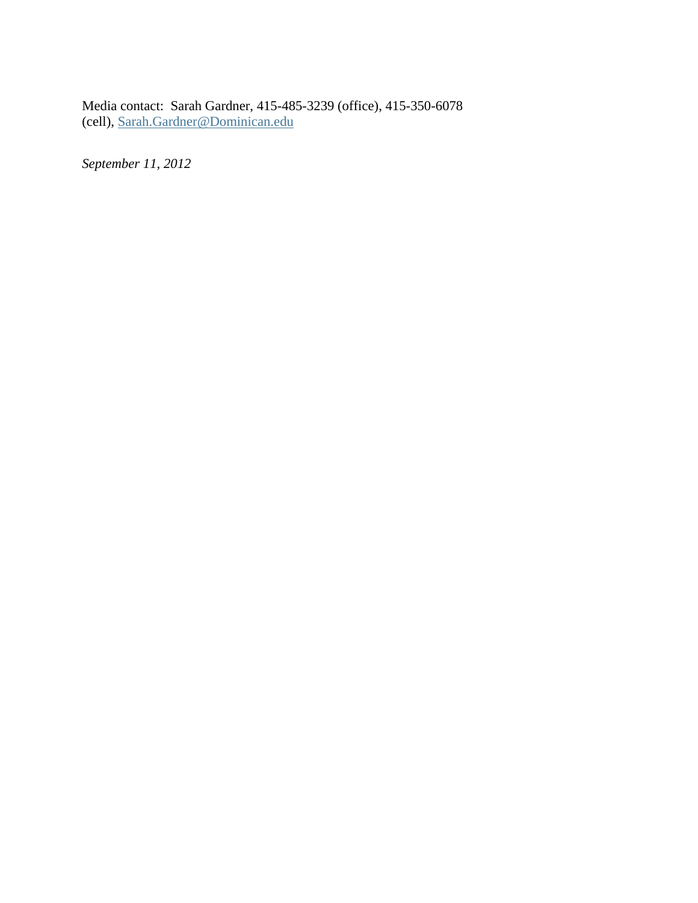Media contact: Sarah Gardner, 415-485-3239 (office), 415-350-6078 (cell), Sarah.Gardner@Dominican.edu

*September 11, 2012*